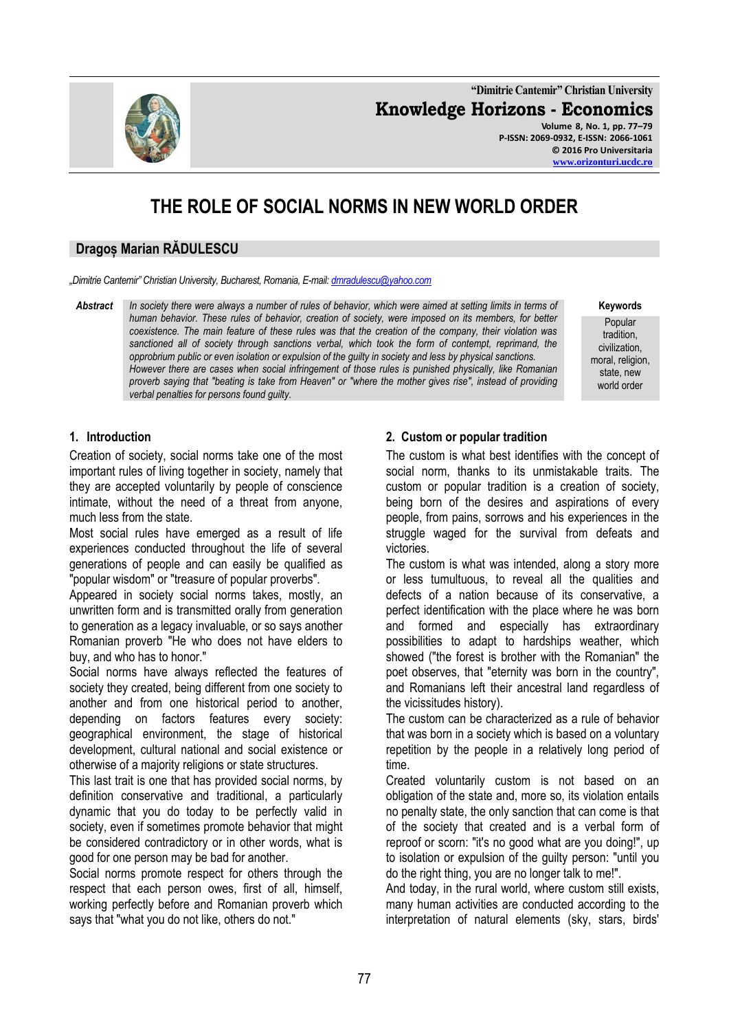# THE ROLE OF SOCIAL NORMS IN NEW WORLD ORDER

## Dragoș Marian RĂDULESCU

*„Dimitrie Cantemir" Christian University, Bucharest, Romania, E-mail: dmradulescu@yahoo.com*

***Abstract*** *In society there were always a number of rules of behavior, which were aimed at setting limits in terms of human behavior. These rules of behavior, creation of society, were imposed on its members, for better coexistence. The main feature of these rules was that the creation of the company, their violation was sanctioned all of society through sanctions verbal, which took the form of contempt, reprimand, the opprobrium public or even isolation or expulsion of the guilty in society and less by physical sanctions. However there are cases when social infringement of those rules is punished physically, like Romanian proverb saying that "beating is take from Heaven" or "where the mother gives rise", instead of providing verbal penalties for persons found guilty.*

**Keywords**

Popular tradition, civilization, moral, religion, state, new world order

### 1. Introduction

Creation of society, social norms take one of the most important rules of living together in society, namely that they are accepted voluntarily by people of conscience intimate, without the need of a threat from anyone, much less from the state.

Most social rules have emerged as a result of life experiences conducted throughout the life of several generations of people and can easily be qualified as "popular wisdom" or "treasure of popular proverbs".

Appeared in society social norms takes, mostly, an unwritten form and is transmitted orally from generation to generation as a legacy invaluable, or so says another Romanian proverb "He who does not have elders to buy, and who has to honor."

Social norms have always reflected the features of society they created, being different from one society to another and from one historical period to another, depending on factors features every society: geographical environment, the stage of historical development, cultural national and social existence or otherwise of a majority religions or state structures.

This last trait is one that has provided social norms, by definition conservative and traditional, a particularly dynamic that you do today to be perfectly valid in society, even if sometimes promote behavior that might be considered contradictory or in other words, what is good for one person may be bad for another.

Social norms promote respect for others through the respect that each person owes, first of all, himself, working perfectly before and Romanian proverb which says that "what you do not like, others do not."

### 2. Custom or popular tradition

The custom is what best identifies with the concept of social norm, thanks to its unmistakable traits. The custom or popular tradition is a creation of society, being born of the desires and aspirations of every people, from pains, sorrows and his experiences in the struggle waged for the survival from defeats and victories.

The custom is what was intended, along a story more or less tumultuous, to reveal all the qualities and defects of a nation because of its conservative, a perfect identification with the place where he was born and formed and especially has extraordinary possibilities to adapt to hardships weather, which showed ("the forest is brother with the Romanian" the poet observes, that "eternity was born in the country", and Romanians left their ancestral land regardless of the vicissitudes history).

The custom can be characterized as a rule of behavior that was born in a society which is based on a voluntary repetition by the people in a relatively long period of time.

Created voluntarily custom is not based on an obligation of the state and, more so, its violation entails no penalty state, the only sanction that can come is that of the society that created and is a verbal form of reproof or scorn: "it's no good what are you doing!", up to isolation or expulsion of the guilty person: "until you do the right thing, you are no longer talk to me!".

And today, in the rural world, where custom still exists, many human activities are conducted according to the interpretation of natural elements (sky, stars, birds'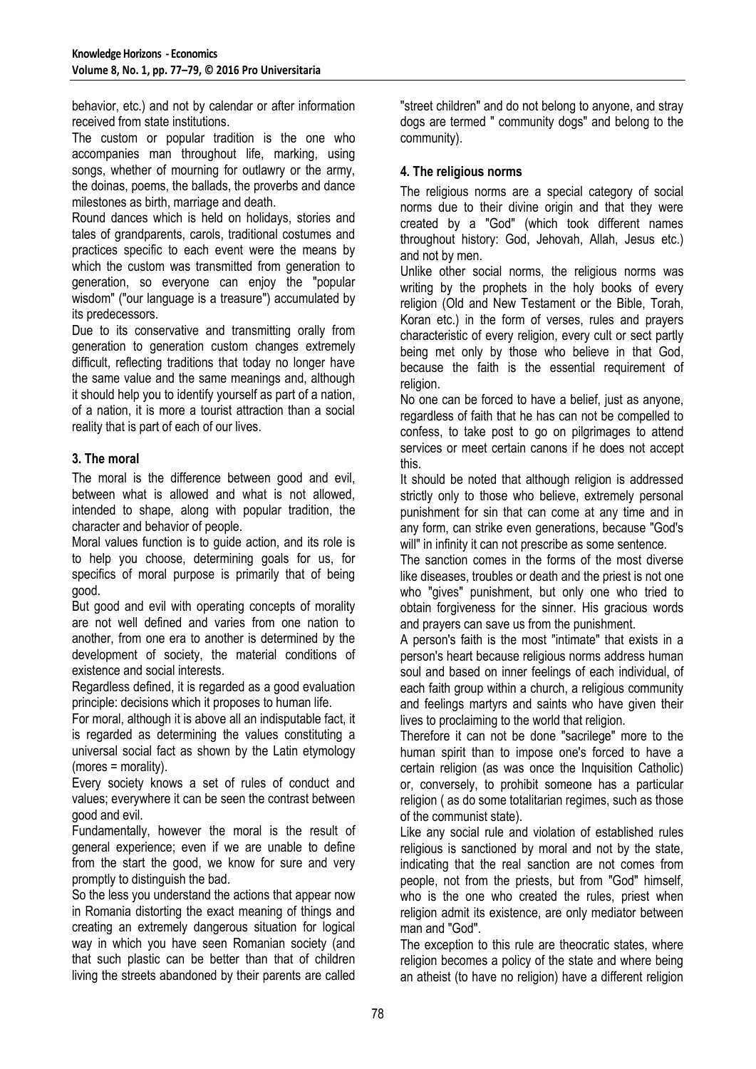behavior, etc.) and not by calendar or after information received from state institutions.

The custom or popular tradition is the one who accompanies man throughout life, marking, using songs, whether of mourning for outlawry or the army, the doinas, poems, the ballads, the proverbs and dance milestones as birth, marriage and death.

Round dances which is held on holidays, stories and tales of grandparents, carols, traditional costumes and practices specific to each event were the means by which the custom was transmitted from generation to generation, so everyone can enjoy the "popular wisdom" ("our language is a treasure") accumulated by its predecessors.

Due to its conservative and transmitting orally from generation to generation custom changes extremely difficult, reflecting traditions that today no longer have the same value and the same meanings and, although it should help you to identify yourself as part of a nation, of a nation, it is more a tourist attraction than a social reality that is part of each of our lives.

### 3. The moral

The moral is the difference between good and evil, between what is allowed and what is not allowed, intended to shape, along with popular tradition, the character and behavior of people.

Moral values function is to guide action, and its role is to help you choose, determining goals for us, for specifics of moral purpose is primarily that of being good.

But good and evil with operating concepts of morality are not well defined and varies from one nation to another, from one era to another is determined by the development of society, the material conditions of existence and social interests.

Regardless defined, it is regarded as a good evaluation principle: decisions which it proposes to human life.

For moral, although it is above all an indisputable fact, it is regarded as determining the values constituting a universal social fact as shown by the Latin etymology (mores = morality).

Every society knows a set of rules of conduct and values; everywhere it can be seen the contrast between good and evil.

Fundamentally, however the moral is the result of general experience; even if we are unable to define from the start the good, we know for sure and very promptly to distinguish the bad.

So the less you understand the actions that appear now in Romania distorting the exact meaning of things and creating an extremely dangerous situation for logical way in which you have seen Romanian society (and that such plastic can be better than that of children living the streets abandoned by their parents are called "street children" and do not belong to anyone, and stray dogs are termed " community dogs" and belong to the community).

### 4. The religious norms

The religious norms are a special category of social norms due to their divine origin and that they were created by a "God" (which took different names throughout history: God, Jehovah, Allah, Jesus etc.) and not by men.

Unlike other social norms, the religious norms was writing by the prophets in the holy books of every religion (Old and New Testament or the Bible, Torah, Koran etc.) in the form of verses, rules and prayers characteristic of every religion, every cult or sect partly being met only by those who believe in that God, because the faith is the essential requirement of religion.

No one can be forced to have a belief, just as anyone, regardless of faith that he has can not be compelled to confess, to take post to go on pilgrimages to attend services or meet certain canons if he does not accept this.

It should be noted that although religion is addressed strictly only to those who believe, extremely personal punishment for sin that can come at any time and in any form, can strike even generations, because "God's will" in infinity it can not prescribe as some sentence.

The sanction comes in the forms of the most diverse like diseases, troubles or death and the priest is not one who "gives" punishment, but only one who tried to obtain forgiveness for the sinner. His gracious words and prayers can save us from the punishment.

A person's faith is the most "intimate" that exists in a person's heart because religious norms address human soul and based on inner feelings of each individual, of each faith group within a church, a religious community and feelings martyrs and saints who have given their lives to proclaiming to the world that religion.

Therefore it can not be done "sacrilege" more to the human spirit than to impose one's forced to have a certain religion (as was once the Inquisition Catholic) or, conversely, to prohibit someone has a particular religion ( as do some totalitarian regimes, such as those of the communist state).

Like any social rule and violation of established rules religious is sanctioned by moral and not by the state, indicating that the real sanction are not comes from people, not from the priests, but from "God" himself, who is the one who created the rules, priest when religion admit its existence, are only mediator between man and "God".

The exception to this rule are theocratic states, where religion becomes a policy of the state and where being an atheist (to have no religion) have a different religion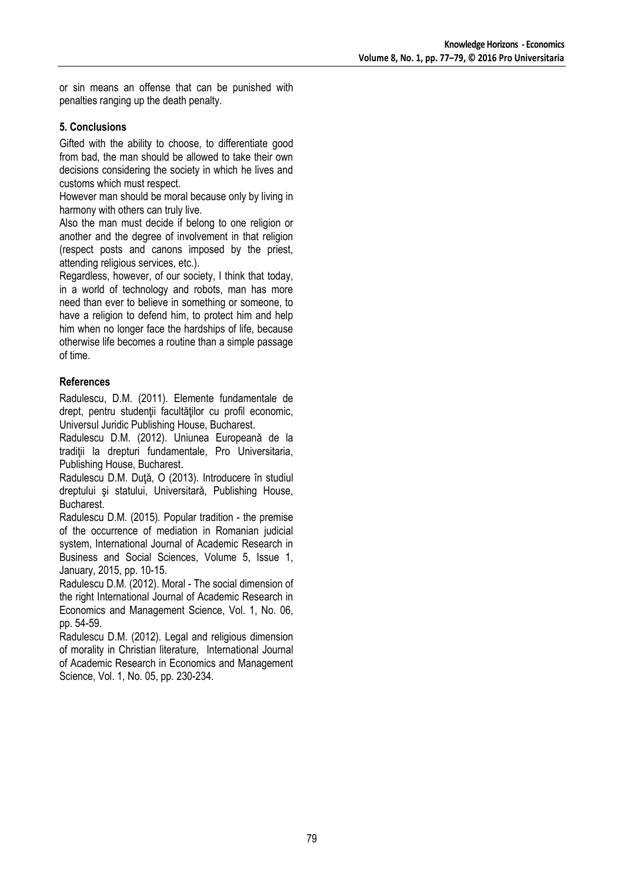or sin means an offense that can be punished with penalties ranging up the death penalty.

### 5. Conclusions

Gifted with the ability to choose, to differentiate good from bad, the man should be allowed to take their own decisions considering the society in which he lives and customs which must respect.

However man should be moral because only by living in harmony with others can truly live.

Also the man must decide if belong to one religion or another and the degree of involvement in that religion (respect posts and canons imposed by the priest, attending religious services, etc.).

Regardless, however, of our society, I think that today, in a world of technology and robots, man has more need than ever to believe in something or someone, to have a religion to defend him, to protect him and help him when no longer face the hardships of life, because otherwise life becomes a routine than a simple passage of time.

### References

Radulescu, D.M. (2011). Elemente fundamentale de drept, pentru studenţii facultăţilor cu profil economic, Universul Juridic Publishing House, Bucharest.

Radulescu D.M. (2012). Uniunea Europeană de la tradiţii la drepturi fundamentale, Pro Universitaria, Publishing House, Bucharest.

Radulescu D.M. Duţă, O (2013). Introducere în studiul dreptului şi statului, Universitară, Publishing House, Bucharest.

Radulescu D.M. (2015). Popular tradition - the premise of the occurrence of mediation in Romanian judicial system, International Journal of Academic Research in Business and Social Sciences, Volume 5, Issue 1, January, 2015, pp. 10-15.

Radulescu D.M. (2012). Moral - The social dimension of the right International Journal of Academic Research in Economics and Management Science, Vol. 1, No. 06, pp. 54-59.

Radulescu D.M. (2012). Legal and religious dimension of morality in Christian literature, International Journal of Academic Research in Economics and Management Science, Vol. 1, No. 05, pp. 230-234.